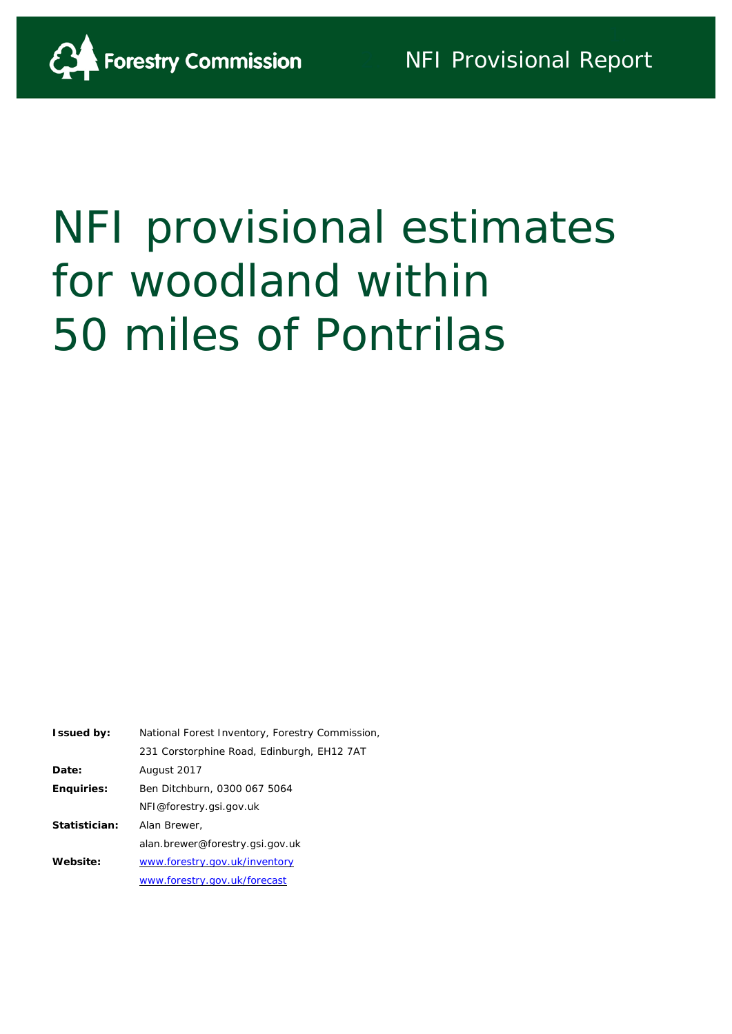Forestry Commission

NFI Provisional Report

# NFI provisional estimates for woodland within 50 miles of Pontrilas

| | |
|---|---|
| **Issued by:** | National Forest Inventory, Forestry Commission, |
| | 231 Corstorphine Road, Edinburgh, EH12 7AT |
| **Date:** | August 2017 |
| **Enquiries:** | Ben Ditchburn, 0300 067 5064 |
| | NFI@forestry.gsi.gov.uk |
| **Statistician:** | Alan Brewer, |
| | alan.brewer@forestry.gsi.gov.uk |
| **Website:** | [www.forestry.gov.uk/inventory](http://www.forestry.gov.uk/inventory) |
| | [www.forestry.gov.uk/forecast](http://www.forestry.gov.uk/forecast) |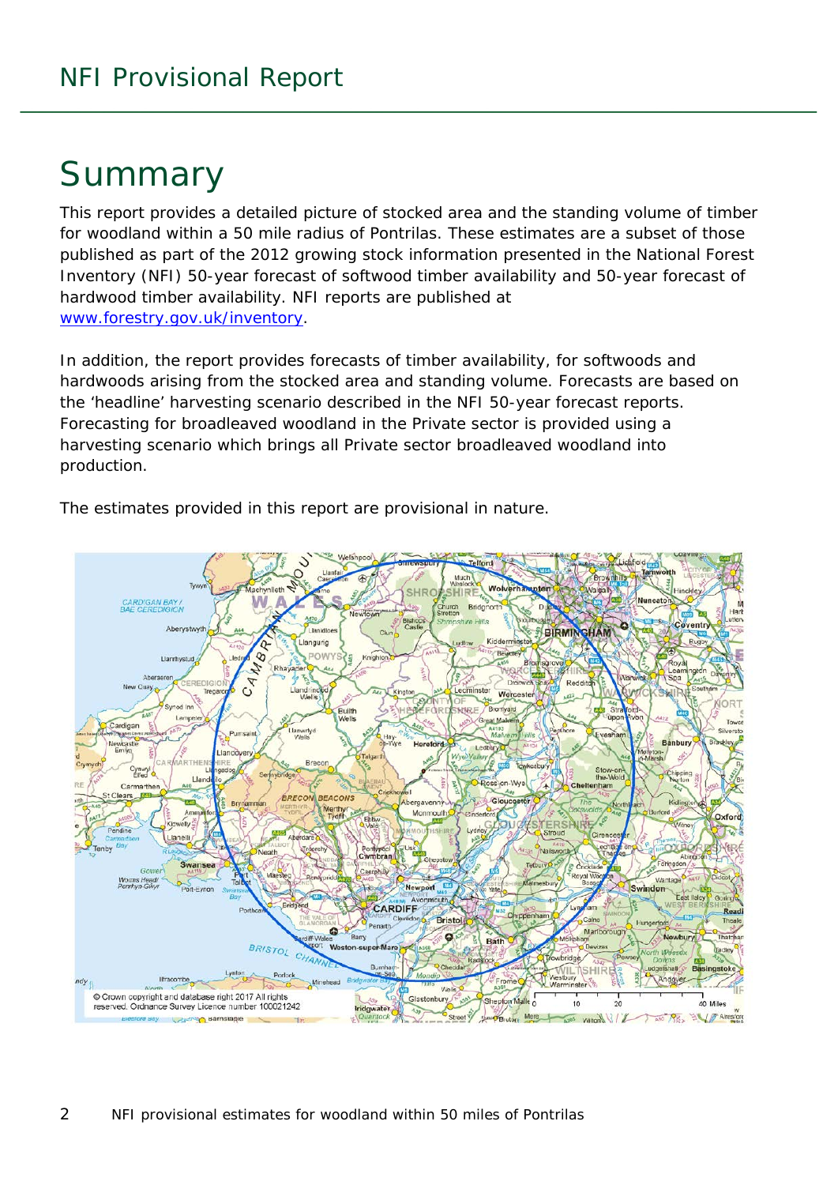# Summary

This report provides a detailed picture of stocked area and the standing volume of timber for woodland within a 50 mile radius of Pontrilas. These estimates are a subset of those published as part of the 2012 growing stock information presented in the National Forest Inventory (NFI) 50-year forecast of softwood timber availability and 50-year forecast of hardwood timber availability. NFI reports are published at www.forestry.gov.uk/inventory.

In addition, the report provides forecasts of timber availability, for softwoods and hardwoods arising from the stocked area and standing volume. Forecasts are based on the 'headline' harvesting scenario described in the NFI 50-year forecast reports. Forecasting for broadleaved woodland in the Private sector is provided using a harvesting scenario which brings all Private sector broadleaved woodland into production.

The estimates provided in this report are provisional in nature.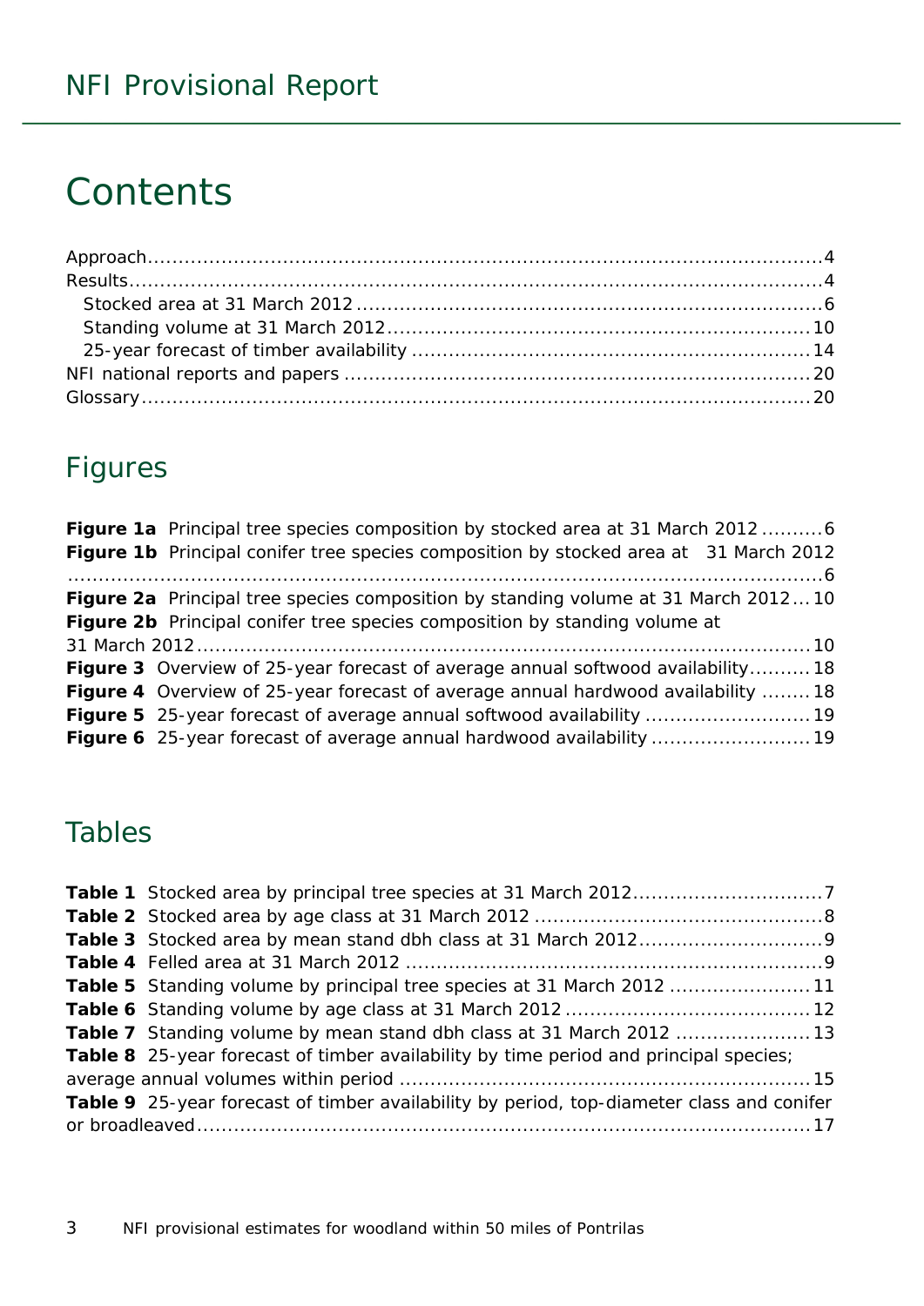# Contents

Approach....4
Results....4
- Stocked area at 31 March 2012....6
- Standing volume at 31 March 2012....10
- 25-year forecast of timber availability....14

NFI national reports and papers....20
Glossary....20

## Figures

**Figure 1a** Principal tree species composition by stocked area at 31 March 2012....6
**Figure 1b** Principal conifer tree species composition by stocked area at 31 March 2012....6
**Figure 2a** Principal tree species composition by standing volume at 31 March 2012....10
**Figure 2b** Principal conifer tree species composition by standing volume at 31 March 2012....10
**Figure 3** Overview of 25-year forecast of average annual softwood availability....18
**Figure 4** Overview of 25-year forecast of average annual hardwood availability....18
**Figure 5** 25-year forecast of average annual softwood availability....19
**Figure 6** 25-year forecast of average annual hardwood availability....19

## Tables

**Table 1** Stocked area by principal tree species at 31 March 2012....7
**Table 2** Stocked area by age class at 31 March 2012....8
**Table 3** Stocked area by mean stand dbh class at 31 March 2012....9
**Table 4** Felled area at 31 March 2012....9
**Table 5** Standing volume by principal tree species at 31 March 2012....11
**Table 6** Standing volume by age class at 31 March 2012....12
**Table 7** Standing volume by mean stand dbh class at 31 March 2012....13
**Table 8** 25-year forecast of timber availability by time period and principal species; average annual volumes within period....15
**Table 9** 25-year forecast of timber availability by period, top-diameter class and conifer or broadleaved....17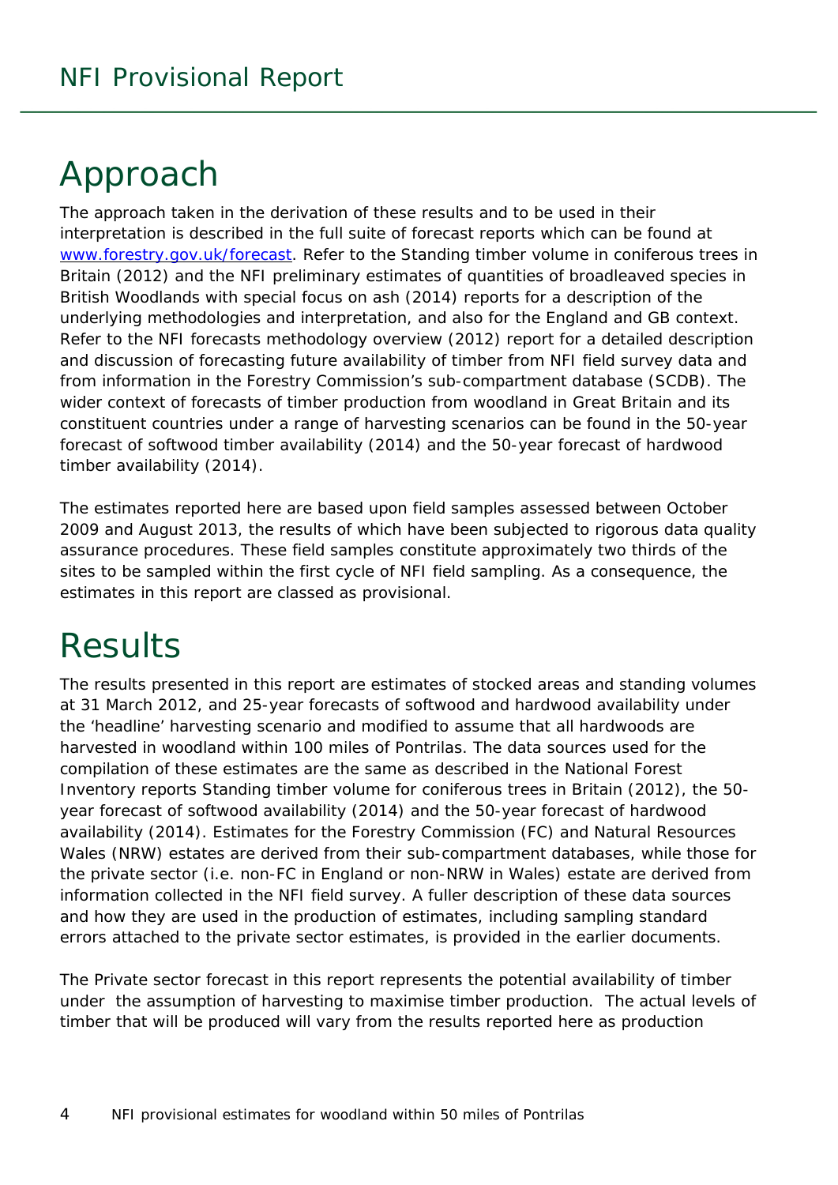# Approach

The approach taken in the derivation of these results and to be used in their interpretation is described in the full suite of forecast reports which can be found at [www.forestry.gov.uk/forecast](www.forestry.gov.uk/forecast). Refer to the Standing timber volume in coniferous trees in Britain (2012) and the NFI preliminary estimates of quantities of broadleaved species in British Woodlands with special focus on ash (2014) reports for a description of the underlying methodologies and interpretation, and also for the England and GB context. Refer to the NFI forecasts methodology overview (2012) report for a detailed description and discussion of forecasting future availability of timber from NFI field survey data and from information in the Forestry Commission's sub-compartment database (SCDB). The wider context of forecasts of timber production from woodland in Great Britain and its constituent countries under a range of harvesting scenarios can be found in the 50-year forecast of softwood timber availability (2014) and the 50-year forecast of hardwood timber availability (2014).

The estimates reported here are based upon field samples assessed between October 2009 and August 2013, the results of which have been subjected to rigorous data quality assurance procedures. These field samples constitute approximately two thirds of the sites to be sampled within the first cycle of NFI field sampling. As a consequence, the estimates in this report are classed as provisional.

# Results

The results presented in this report are estimates of stocked areas and standing volumes at 31 March 2012, and 25-year forecasts of softwood and hardwood availability under the 'headline' harvesting scenario and modified to assume that all hardwoods are harvested in woodland within 100 miles of Pontrilas. The data sources used for the compilation of these estimates are the same as described in the National Forest Inventory reports Standing timber volume for coniferous trees in Britain (2012), the 50-year forecast of softwood availability (2014) and the 50-year forecast of hardwood availability (2014). Estimates for the Forestry Commission (FC) and Natural Resources Wales (NRW) estates are derived from their sub-compartment databases, while those for the private sector (i.e. non-FC in England or non-NRW in Wales) estate are derived from information collected in the NFI field survey. A fuller description of these data sources and how they are used in the production of estimates, including sampling standard errors attached to the private sector estimates, is provided in the earlier documents.

The Private sector forecast in this report represents the potential availability of timber under the assumption of harvesting to maximise timber production. The actual levels of timber that will be produced will vary from the results reported here as production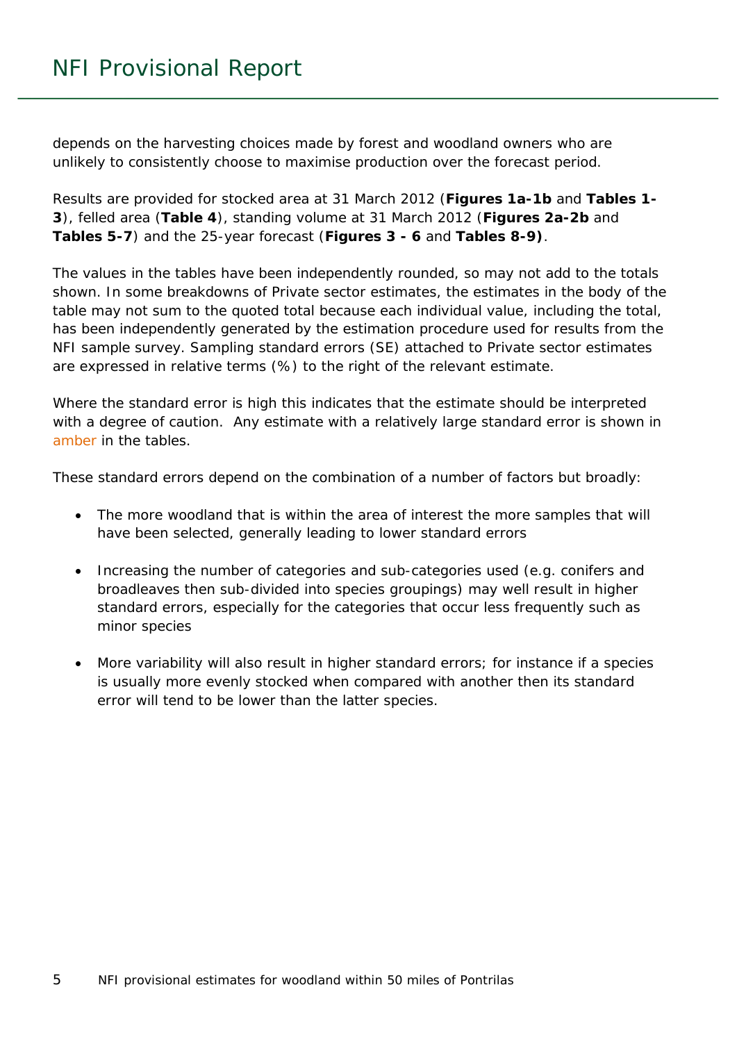depends on the harvesting choices made by forest and woodland owners who are unlikely to consistently choose to maximise production over the forecast period.

Results are provided for stocked area at 31 March 2012 (**Figures 1a-1b** and **Tables 1-3**), felled area (**Table 4**), standing volume at 31 March 2012 (**Figures 2a-2b** and **Tables 5-7**) and the 25-year forecast (**Figures 3 - 6** and **Tables 8-9)**.

The values in the tables have been independently rounded, so may not add to the totals shown. In some breakdowns of Private sector estimates, the estimates in the body of the table may not sum to the quoted total because each individual value, including the total, has been independently generated by the estimation procedure used for results from the NFI sample survey. Sampling standard errors (SE) attached to Private sector estimates are expressed in relative terms (%) to the right of the relevant estimate.

Where the standard error is high this indicates that the estimate should be interpreted with a degree of caution. Any estimate with a relatively large standard error is shown in amber in the tables.

These standard errors depend on the combination of a number of factors but broadly:

- The more woodland that is within the area of interest the more samples that will have been selected, generally leading to lower standard errors
- Increasing the number of categories and sub-categories used (e.g. conifers and broadleaves then sub-divided into species groupings) may well result in higher standard errors, especially for the categories that occur less frequently such as minor species
- More variability will also result in higher standard errors; for instance if a species is usually more evenly stocked when compared with another then its standard error will tend to be lower than the latter species.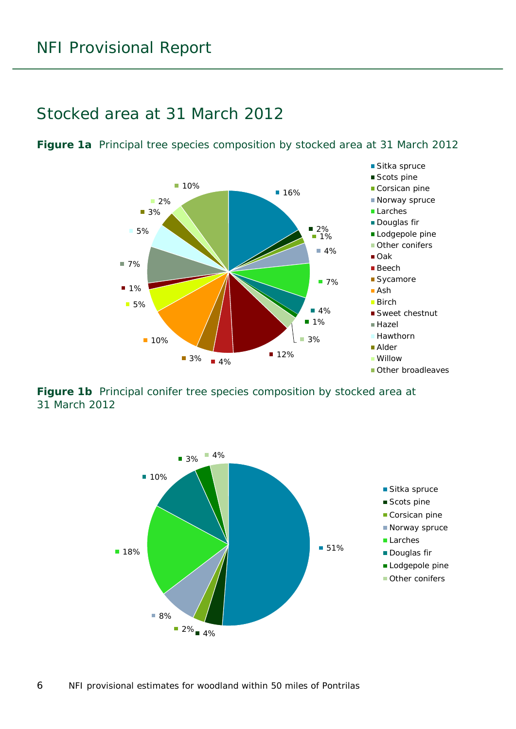## Stocked area at 31 March 2012

**Figure 1a** Principal tree species composition by stocked area at 31 March 2012

| Species | % |
|---|---|
| Sitka spruce | 16% |
| Scots pine | 2% |
| Corsican pine | 1% |
| Norway spruce | 4% |
| Larches | 7% |
| Douglas fir | 4% |
| Lodgepole pine | 1% |
| Other conifers | 3% |
| Oak | 12% |
| Beech | 4% |
| Sycamore | 3% |
| Ash | 10% |
| Birch | 5% |
| Sweet chestnut | 1% |
| Hazel | 7% |
| Hawthorn | 5% |
| Alder | 3% |
| Willow | 2% |
| Other broadleaves | 10% |

**Figure 1b** Principal conifer tree species composition by stocked area at 31 March 2012

| Species | % |
|---|---|
| Sitka spruce | 51% |
| Scots pine | 4% |
| Corsican pine | 2% |
| Norway spruce | 8% |
| Larches | 18% |
| Douglas fir | 10% |
| Lodgepole pine | 3% |
| Other conifers | 4% |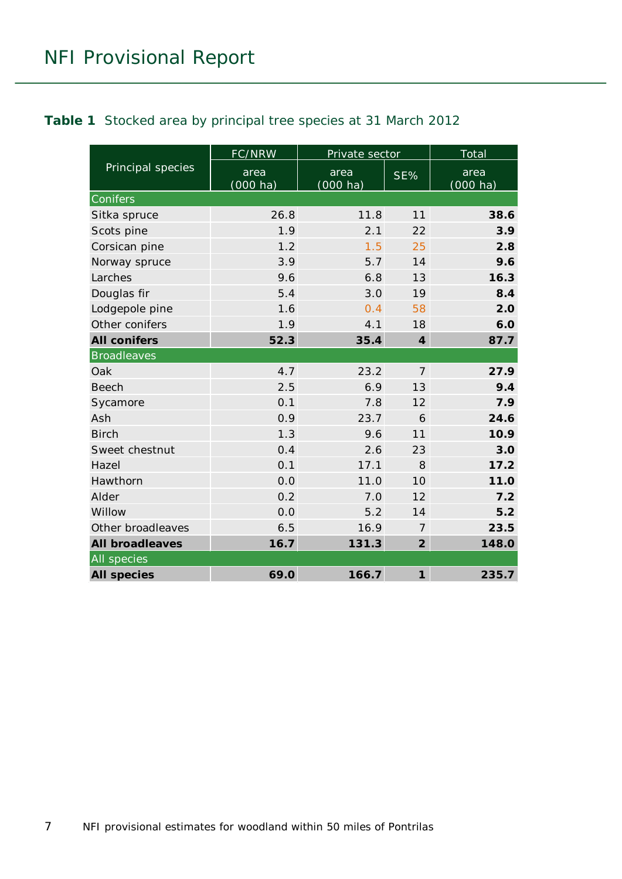**Table 1** Stocked area by principal tree species at 31 March 2012

| Principal species | FC/NRW | Private sector | | Total |
|---|---|---|---|---|
| | area (000 ha) | area (000 ha) | SE% | area (000 ha) |
| **Conifers** | | | | |
| Sitka spruce | 26.8 | 11.8 | 11 | **38.6** |
| Scots pine | 1.9 | 2.1 | 22 | **3.9** |
| Corsican pine | 1.2 | 1.5 | 25 | **2.8** |
| Norway spruce | 3.9 | 5.7 | 14 | **9.6** |
| Larches | 9.6 | 6.8 | 13 | **16.3** |
| Douglas fir | 5.4 | 3.0 | 19 | **8.4** |
| Lodgepole pine | 1.6 | 0.4 | 58 | **2.0** |
| Other conifers | 1.9 | 4.1 | 18 | **6.0** |
| **All conifers** | **52.3** | **35.4** | **4** | **87.7** |
| **Broadleaves** | | | | |
| Oak | 4.7 | 23.2 | 7 | **27.9** |
| Beech | 2.5 | 6.9 | 13 | **9.4** |
| Sycamore | 0.1 | 7.8 | 12 | **7.9** |
| Ash | 0.9 | 23.7 | 6 | **24.6** |
| Birch | 1.3 | 9.6 | 11 | **10.9** |
| Sweet chestnut | 0.4 | 2.6 | 23 | **3.0** |
| Hazel | 0.1 | 17.1 | 8 | **17.2** |
| Hawthorn | 0.0 | 11.0 | 10 | **11.0** |
| Alder | 0.2 | 7.0 | 12 | **7.2** |
| Willow | 0.0 | 5.2 | 14 | **5.2** |
| Other broadleaves | 6.5 | 16.9 | 7 | **23.5** |
| **All broadleaves** | **16.7** | **131.3** | **2** | **148.0** |
| **All species** | | | | |
| **All species** | **69.0** | **166.7** | **1** | **235.7** |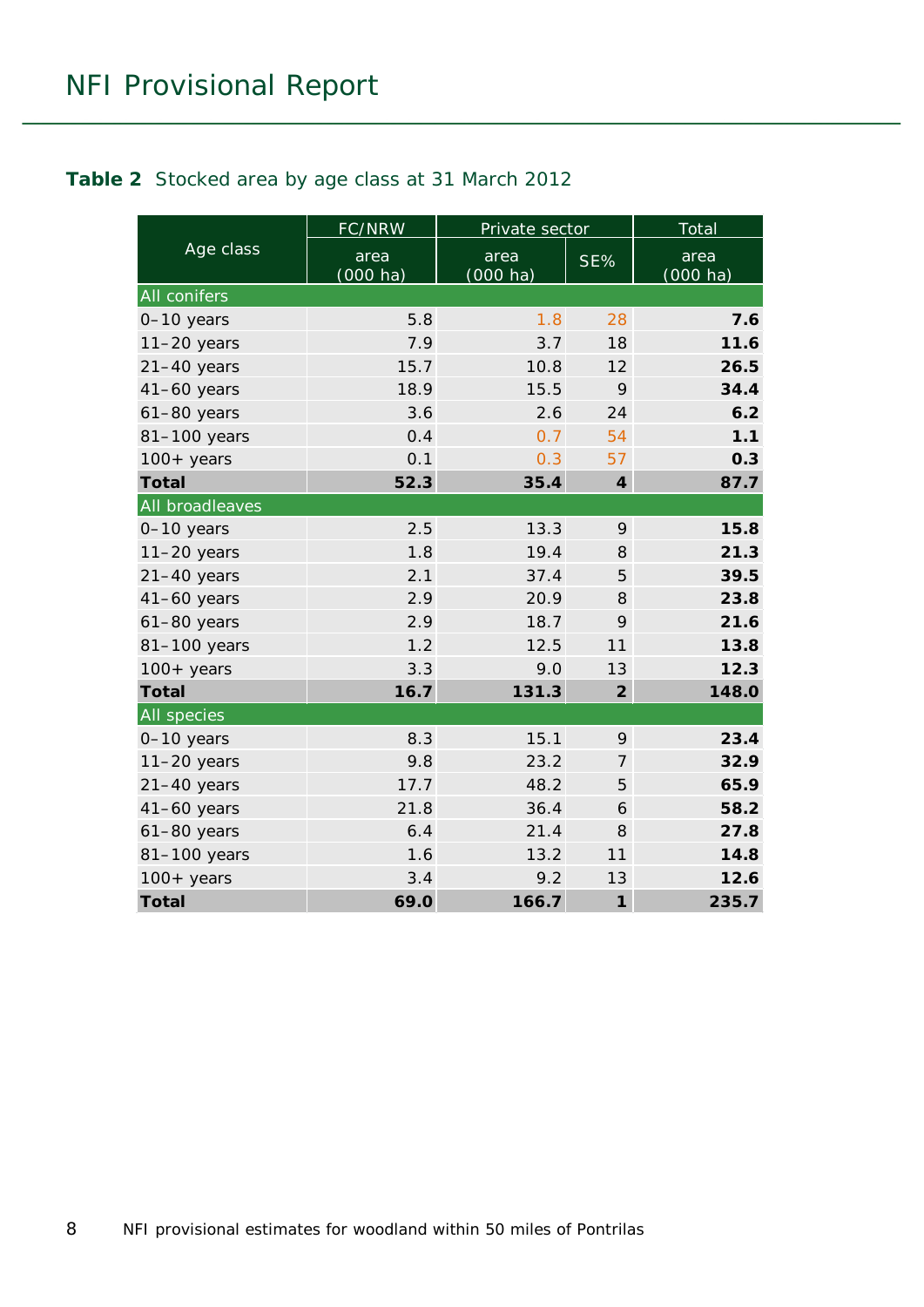**Table 2** Stocked area by age class at 31 March 2012

| Age class | FC/NRW | Private sector | | Total |
|---|---|---|---|---|
| | area (000 ha) | area (000 ha) | SE% | area (000 ha) |
| **All conifers** | | | | |
| 0–10 years | 5.8 | 1.8 | 28 | **7.6** |
| 11–20 years | 7.9 | 3.7 | 18 | **11.6** |
| 21–40 years | 15.7 | 10.8 | 12 | **26.5** |
| 41–60 years | 18.9 | 15.5 | 9 | **34.4** |
| 61–80 years | 3.6 | 2.6 | 24 | **6.2** |
| 81–100 years | 0.4 | 0.7 | 54 | **1.1** |
| 100+ years | 0.1 | 0.3 | 57 | **0.3** |
| **Total** | **52.3** | **35.4** | **4** | **87.7** |
| **All broadleaves** | | | | |
| 0–10 years | 2.5 | 13.3 | 9 | **15.8** |
| 11–20 years | 1.8 | 19.4 | 8 | **21.3** |
| 21–40 years | 2.1 | 37.4 | 5 | **39.5** |
| 41–60 years | 2.9 | 20.9 | 8 | **23.8** |
| 61–80 years | 2.9 | 18.7 | 9 | **21.6** |
| 81–100 years | 1.2 | 12.5 | 11 | **13.8** |
| 100+ years | 3.3 | 9.0 | 13 | **12.3** |
| **Total** | **16.7** | **131.3** | **2** | **148.0** |
| **All species** | | | | |
| 0–10 years | 8.3 | 15.1 | 9 | **23.4** |
| 11–20 years | 9.8 | 23.2 | 7 | **32.9** |
| 21–40 years | 17.7 | 48.2 | 5 | **65.9** |
| 41–60 years | 21.8 | 36.4 | 6 | **58.2** |
| 61–80 years | 6.4 | 21.4 | 8 | **27.8** |
| 81–100 years | 1.6 | 13.2 | 11 | **14.8** |
| 100+ years | 3.4 | 9.2 | 13 | **12.6** |
| **Total** | **69.0** | **166.7** | **1** | **235.7** |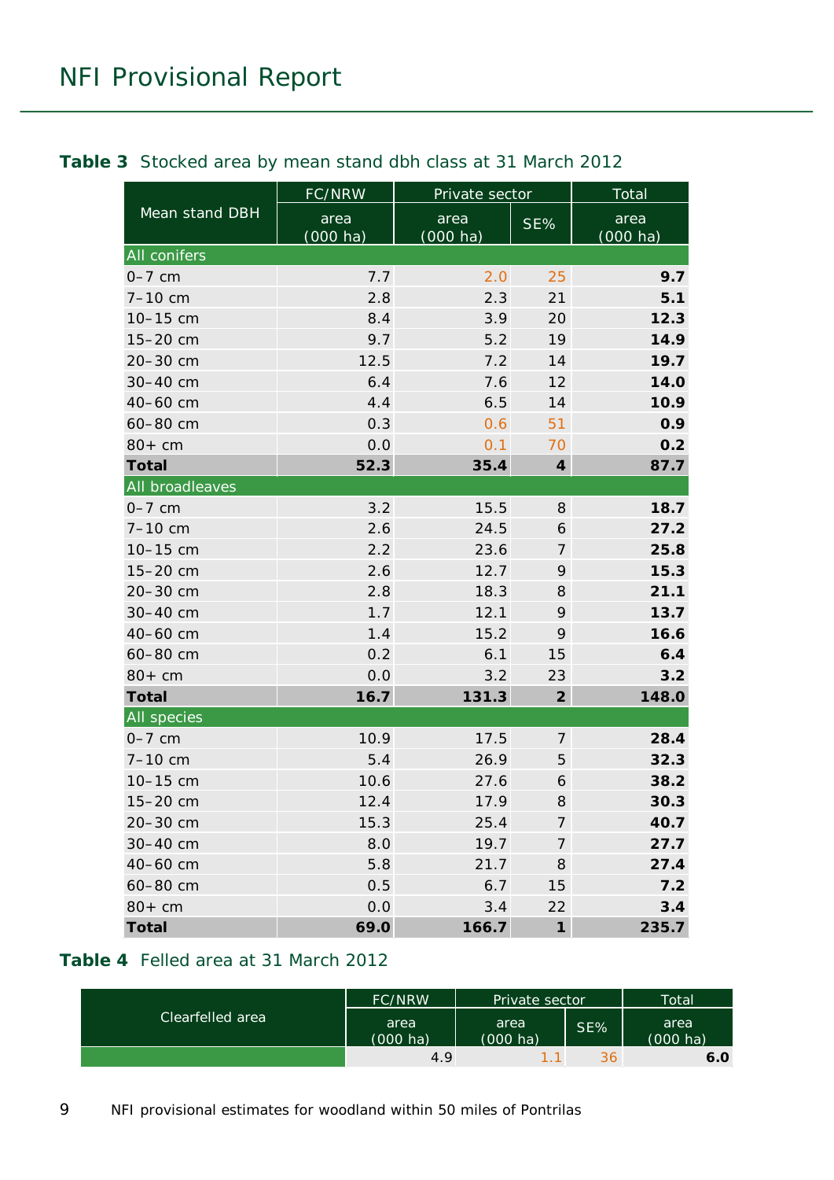**Table 3** Stocked area by mean stand dbh class at 31 March 2012

| Mean stand DBH | FC/NRW | Private sector | | Total |
|---|---|---|---|---|
| | area (000 ha) | area (000 ha) | SE% | area (000 ha) |
| **All conifers** | | | | |
| 0–7 cm | 7.7 | 2.0 | 25 | **9.7** |
| 7–10 cm | 2.8 | 2.3 | 21 | **5.1** |
| 10–15 cm | 8.4 | 3.9 | 20 | **12.3** |
| 15–20 cm | 9.7 | 5.2 | 19 | **14.9** |
| 20–30 cm | 12.5 | 7.2 | 14 | **19.7** |
| 30–40 cm | 6.4 | 7.6 | 12 | **14.0** |
| 40–60 cm | 4.4 | 6.5 | 14 | **10.9** |
| 60–80 cm | 0.3 | 0.6 | 51 | **0.9** |
| 80+ cm | 0.0 | 0.1 | 70 | **0.2** |
| **Total** | **52.3** | **35.4** | **4** | **87.7** |
| **All broadleaves** | | | | |
| 0–7 cm | 3.2 | 15.5 | 8 | **18.7** |
| 7–10 cm | 2.6 | 24.5 | 6 | **27.2** |
| 10–15 cm | 2.2 | 23.6 | 7 | **25.8** |
| 15–20 cm | 2.6 | 12.7 | 9 | **15.3** |
| 20–30 cm | 2.8 | 18.3 | 8 | **21.1** |
| 30–40 cm | 1.7 | 12.1 | 9 | **13.7** |
| 40–60 cm | 1.4 | 15.2 | 9 | **16.6** |
| 60–80 cm | 0.2 | 6.1 | 15 | **6.4** |
| 80+ cm | 0.0 | 3.2 | 23 | **3.2** |
| **Total** | **16.7** | **131.3** | **2** | **148.0** |
| **All species** | | | | |
| 0–7 cm | 10.9 | 17.5 | 7 | **28.4** |
| 7–10 cm | 5.4 | 26.9 | 5 | **32.3** |
| 10–15 cm | 10.6 | 27.6 | 6 | **38.2** |
| 15–20 cm | 12.4 | 17.9 | 8 | **30.3** |
| 20–30 cm | 15.3 | 25.4 | 7 | **40.7** |
| 30–40 cm | 8.0 | 19.7 | 7 | **27.7** |
| 40–60 cm | 5.8 | 21.7 | 8 | **27.4** |
| 60–80 cm | 0.5 | 6.7 | 15 | **7.2** |
| 80+ cm | 0.0 | 3.4 | 22 | **3.4** |
| **Total** | **69.0** | **166.7** | **1** | **235.7** |

**Table 4** Felled area at 31 March 2012

| Clearfelled area | FC/NRW | Private sector | | Total |
|---|---|---|---|---|
| | area (000 ha) | area (000 ha) | SE% | area (000 ha) |
| | 4.9 | 1.1 | 36 | **6.0** |

NFI provisional estimates for woodland within 50 miles of Pontrilas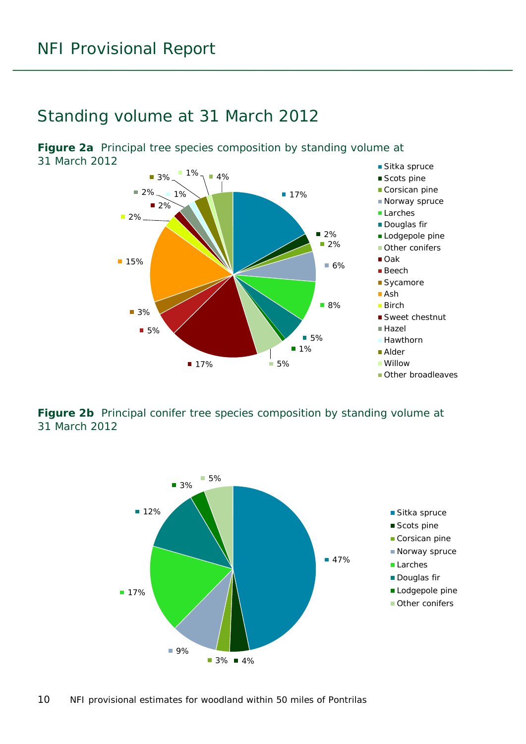## Standing volume at 31 March 2012

**Figure 2a** Principal tree species composition by standing volume at 31 March 2012

**Figure 2b** Principal conifer tree species composition by standing volume at 31 March 2012

NFI provisional estimates for woodland within 50 miles of Pontrilas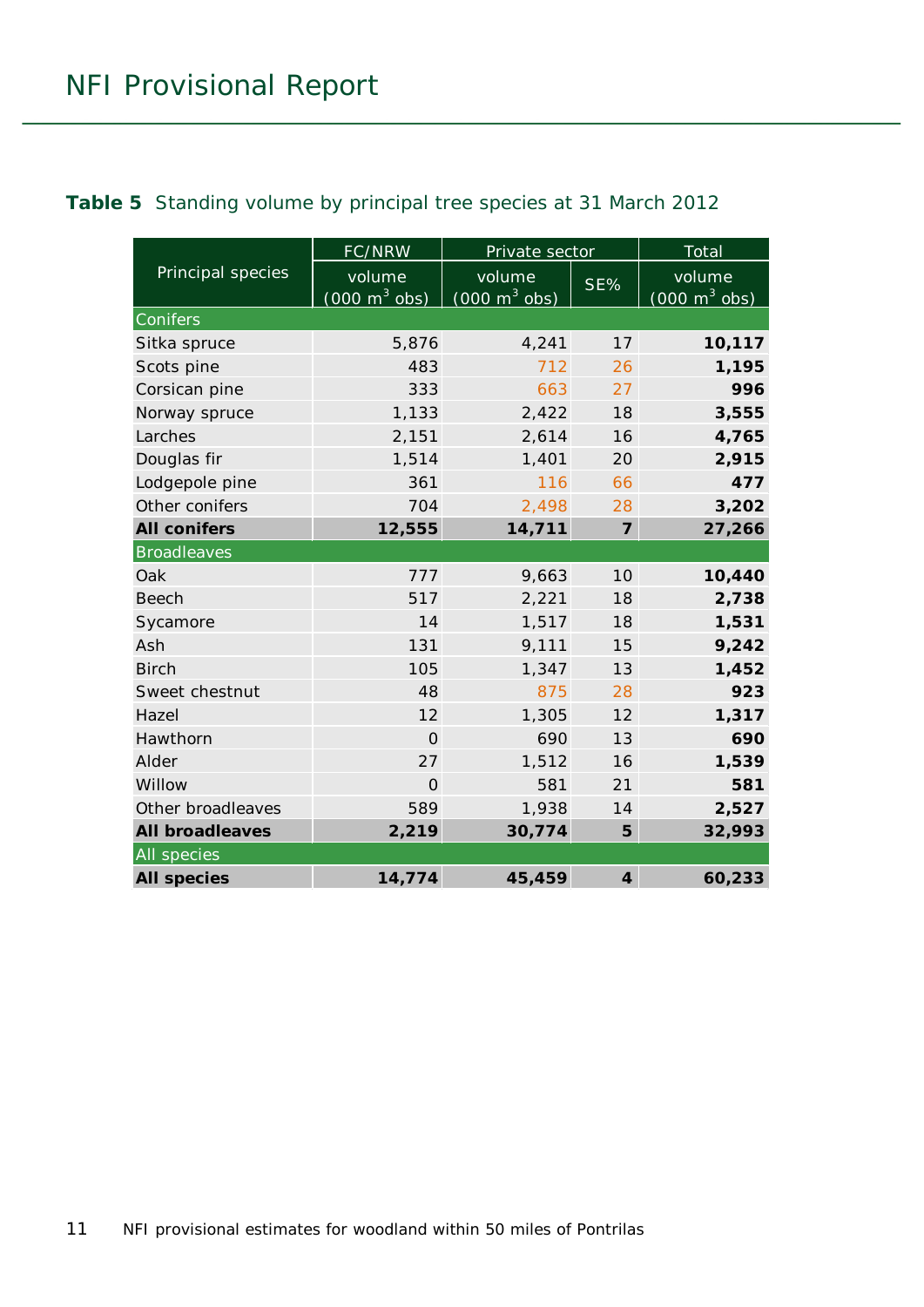**Table 5** Standing volume by principal tree species at 31 March 2012

| Principal species | FC/NRW | Private sector | | Total |
|---|---|---|---|---|
| | volume (000 $m^3$ obs) | volume (000 $m^3$ obs) | SE% | volume (000 $m^3$ obs) |
| **Conifers** | | | | |
| Sitka spruce | 5,876 | 4,241 | 17 | **10,117** |
| Scots pine | 483 | 712 | 26 | **1,195** |
| Corsican pine | 333 | 663 | 27 | **996** |
| Norway spruce | 1,133 | 2,422 | 18 | **3,555** |
| Larches | 2,151 | 2,614 | 16 | **4,765** |
| Douglas fir | 1,514 | 1,401 | 20 | **2,915** |
| Lodgepole pine | 361 | 116 | 66 | **477** |
| Other conifers | 704 | 2,498 | 28 | **3,202** |
| **All conifers** | **12,555** | **14,711** | **7** | **27,266** |
| **Broadleaves** | | | | |
| Oak | 777 | 9,663 | 10 | **10,440** |
| Beech | 517 | 2,221 | 18 | **2,738** |
| Sycamore | 14 | 1,517 | 18 | **1,531** |
| Ash | 131 | 9,111 | 15 | **9,242** |
| Birch | 105 | 1,347 | 13 | **1,452** |
| Sweet chestnut | 48 | 875 | 28 | **923** |
| Hazel | 12 | 1,305 | 12 | **1,317** |
| Hawthorn | 0 | 690 | 13 | **690** |
| Alder | 27 | 1,512 | 16 | **1,539** |
| Willow | 0 | 581 | 21 | **581** |
| Other broadleaves | 589 | 1,938 | 14 | **2,527** |
| **All broadleaves** | **2,219** | **30,774** | **5** | **32,993** |
| **All species** | | | | |
| **All species** | **14,774** | **45,459** | **4** | **60,233** |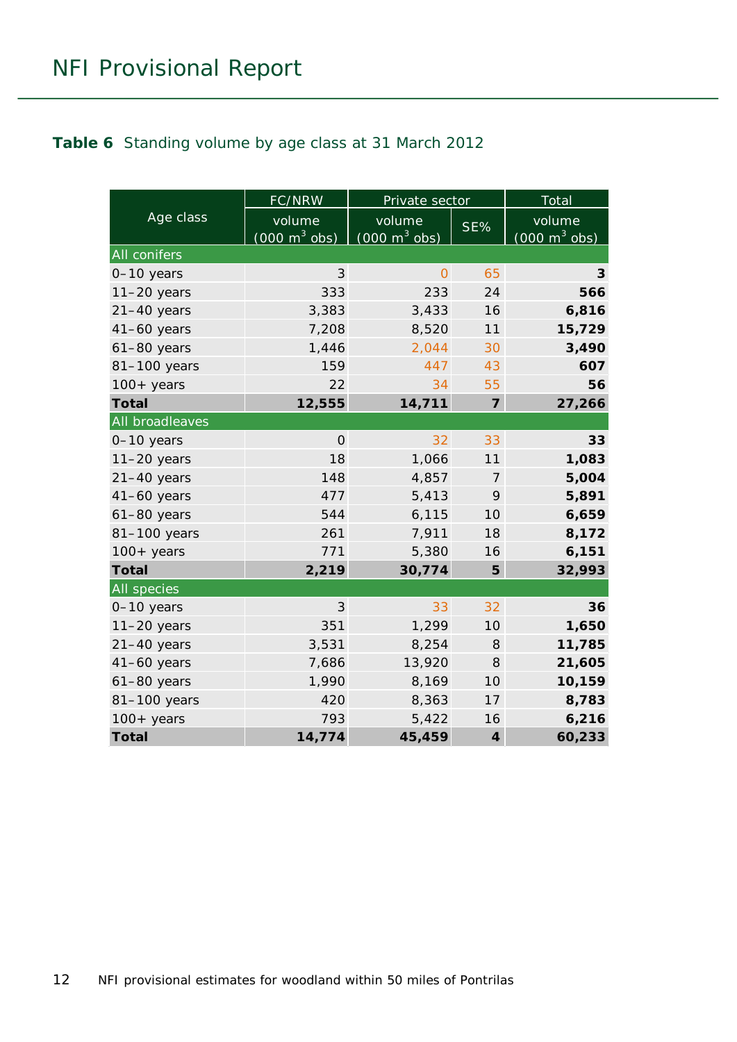**Table 6** Standing volume by age class at 31 March 2012

| Age class | FC/NRW | Private sector | | Total |
|---|---|---|---|---|
| | volume (000 $m^3$ obs) | volume (000 $m^3$ obs) | SE% | volume (000 $m^3$ obs) |
| **All conifers** | | | | |
| 0–10 years | 3 | 0 | 65 | **3** |
| 11–20 years | 333 | 233 | 24 | **566** |
| 21–40 years | 3,383 | 3,433 | 16 | **6,816** |
| 41–60 years | 7,208 | 8,520 | 11 | **15,729** |
| 61–80 years | 1,446 | 2,044 | 30 | **3,490** |
| 81–100 years | 159 | 447 | 43 | **607** |
| 100+ years | 22 | 34 | 55 | **56** |
| **Total** | **12,555** | **14,711** | **7** | **27,266** |
| **All broadleaves** | | | | |
| 0–10 years | 0 | 32 | 33 | **33** |
| 11–20 years | 18 | 1,066 | 11 | **1,083** |
| 21–40 years | 148 | 4,857 | 7 | **5,004** |
| 41–60 years | 477 | 5,413 | 9 | **5,891** |
| 61–80 years | 544 | 6,115 | 10 | **6,659** |
| 81–100 years | 261 | 7,911 | 18 | **8,172** |
| 100+ years | 771 | 5,380 | 16 | **6,151** |
| **Total** | **2,219** | **30,774** | **5** | **32,993** |
| **All species** | | | | |
| 0–10 years | 3 | 33 | 32 | **36** |
| 11–20 years | 351 | 1,299 | 10 | **1,650** |
| 21–40 years | 3,531 | 8,254 | 8 | **11,785** |
| 41–60 years | 7,686 | 13,920 | 8 | **21,605** |
| 61–80 years | 1,990 | 8,169 | 10 | **10,159** |
| 81–100 years | 420 | 8,363 | 17 | **8,783** |
| 100+ years | 793 | 5,422 | 16 | **6,216** |
| **Total** | **14,774** | **45,459** | **4** | **60,233** |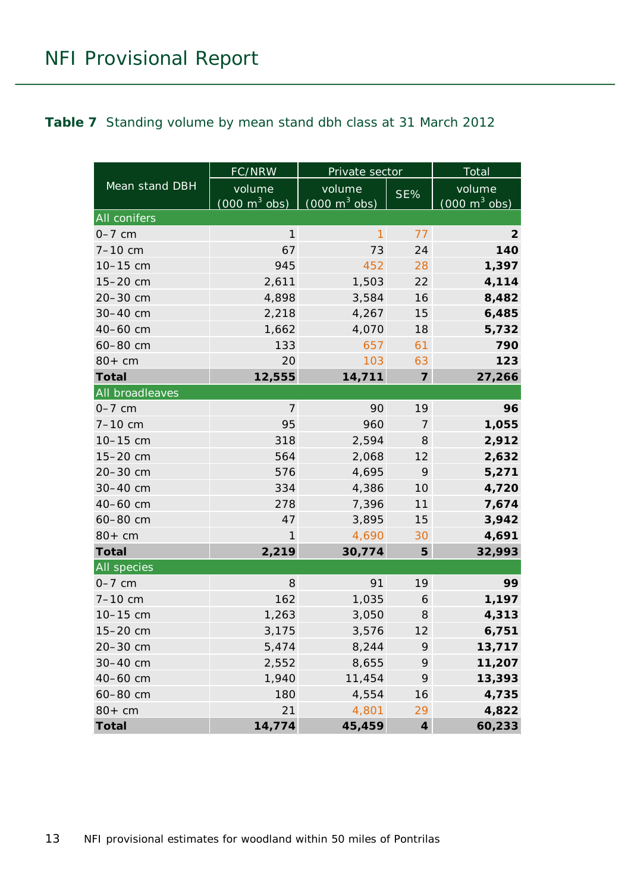**Table 7** Standing volume by mean stand dbh class at 31 March 2012

| Mean stand DBH | FC/NRW | Private sector | | Total |
|---|---|---|---|---|
| | volume (000 $m^3$ obs) | volume (000 $m^3$ obs) | SE% | volume (000 $m^3$ obs) |
| **All conifers** | | | | |
| 0–7 cm | 1 | 1 | 77 | **2** |
| 7–10 cm | 67 | 73 | 24 | **140** |
| 10–15 cm | 945 | 452 | 28 | **1,397** |
| 15–20 cm | 2,611 | 1,503 | 22 | **4,114** |
| 20–30 cm | 4,898 | 3,584 | 16 | **8,482** |
| 30–40 cm | 2,218 | 4,267 | 15 | **6,485** |
| 40–60 cm | 1,662 | 4,070 | 18 | **5,732** |
| 60–80 cm | 133 | 657 | 61 | **790** |
| 80+ cm | 20 | 103 | 63 | **123** |
| **Total** | **12,555** | **14,711** | **7** | **27,266** |
| **All broadleaves** | | | | |
| 0–7 cm | 7 | 90 | 19 | **96** |
| 7–10 cm | 95 | 960 | 7 | **1,055** |
| 10–15 cm | 318 | 2,594 | 8 | **2,912** |
| 15–20 cm | 564 | 2,068 | 12 | **2,632** |
| 20–30 cm | 576 | 4,695 | 9 | **5,271** |
| 30–40 cm | 334 | 4,386 | 10 | **4,720** |
| 40–60 cm | 278 | 7,396 | 11 | **7,674** |
| 60–80 cm | 47 | 3,895 | 15 | **3,942** |
| 80+ cm | 1 | 4,690 | 30 | **4,691** |
| **Total** | **2,219** | **30,774** | **5** | **32,993** |
| **All species** | | | | |
| 0–7 cm | 8 | 91 | 19 | **99** |
| 7–10 cm | 162 | 1,035 | 6 | **1,197** |
| 10–15 cm | 1,263 | 3,050 | 8 | **4,313** |
| 15–20 cm | 3,175 | 3,576 | 12 | **6,751** |
| 20–30 cm | 5,474 | 8,244 | 9 | **13,717** |
| 30–40 cm | 2,552 | 8,655 | 9 | **11,207** |
| 40–60 cm | 1,940 | 11,454 | 9 | **13,393** |
| 60–80 cm | 180 | 4,554 | 16 | **4,735** |
| 80+ cm | 21 | 4,801 | 29 | **4,822** |
| **Total** | **14,774** | **45,459** | **4** | **60,233** |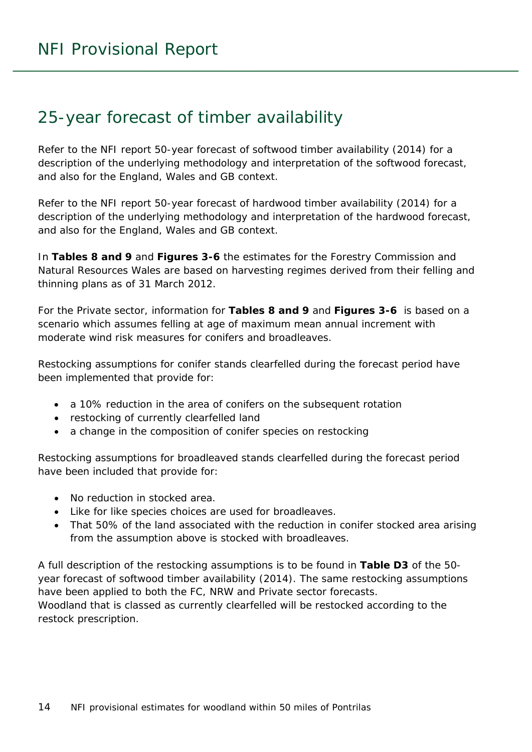## 25-year forecast of timber availability

Refer to the NFI report 50-year forecast of softwood timber availability (2014) for a description of the underlying methodology and interpretation of the softwood forecast, and also for the England, Wales and GB context.

Refer to the NFI report 50-year forecast of hardwood timber availability (2014) for a description of the underlying methodology and interpretation of the hardwood forecast, and also for the England, Wales and GB context.

In **Tables 8 and 9** and **Figures 3-6** the estimates for the Forestry Commission and Natural Resources Wales are based on harvesting regimes derived from their felling and thinning plans as of 31 March 2012.

For the Private sector, information for **Tables 8 and 9** and **Figures 3-6** is based on a scenario which assumes felling at age of maximum mean annual increment with moderate wind risk measures for conifers and broadleaves.

Restocking assumptions for conifer stands clearfelled during the forecast period have been implemented that provide for:

- a 10% reduction in the area of conifers on the subsequent rotation
- restocking of currently clearfelled land
- a change in the composition of conifer species on restocking

Restocking assumptions for broadleaved stands clearfelled during the forecast period have been included that provide for:

- No reduction in stocked area.
- Like for like species choices are used for broadleaves.
- That 50% of the land associated with the reduction in conifer stocked area arising from the assumption above is stocked with broadleaves.

A full description of the restocking assumptions is to be found in **Table D3** of the 50-year forecast of softwood timber availability (2014). The same restocking assumptions have been applied to both the FC, NRW and Private sector forecasts.
Woodland that is classed as currently clearfelled will be restocked according to the restock prescription.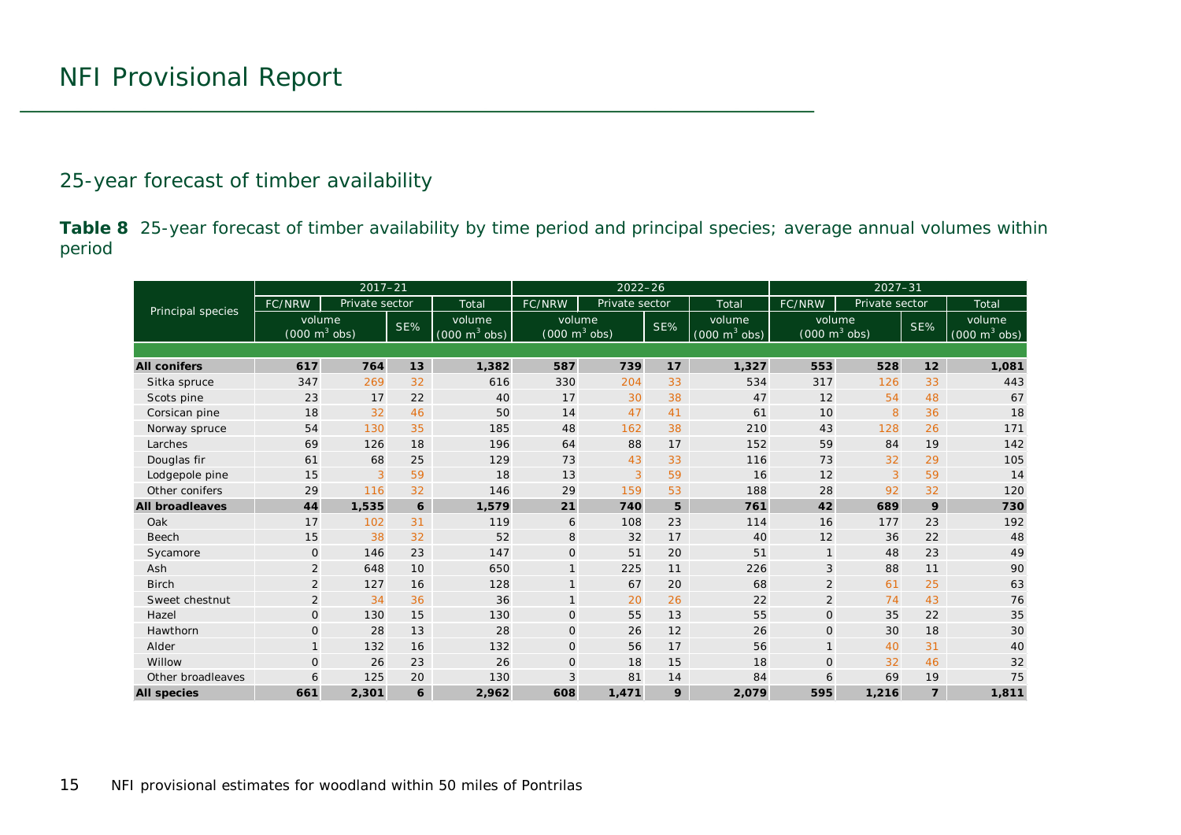# NFI Provisional Report

## 25-year forecast of timber availability

**Table 8** 25-year forecast of timber availability by time period and principal species; average annual volumes within period

| Principal species | 2017–21 | | | | 2022–26 | | | | 2027–31 | | | |
|---|---|---|---|---|---|---|---|---|---|---|---|---|
| | FC/NRW | Private sector | | Total | FC/NRW | Private sector | | Total | FC/NRW | Private sector | | Total |
| | volume (000 $m^3$ obs) | | SE% | volume (000 $m^3$ obs) | volume (000 $m^3$ obs) | | SE% | volume (000 $m^3$ obs) | volume (000 $m^3$ obs) | | SE% | volume (000 $m^3$ obs) |
| **All conifers** | **617** | **764** | **13** | **1,382** | **587** | **739** | **17** | **1,327** | **553** | **528** | **12** | **1,081** |
| Sitka spruce | 347 | 269 | 32 | 616 | 330 | 204 | 33 | 534 | 317 | 126 | 33 | 443 |
| Scots pine | 23 | 17 | 22 | 40 | 17 | 30 | 38 | 47 | 12 | 54 | 48 | 67 |
| Corsican pine | 18 | 32 | 46 | 50 | 14 | 47 | 41 | 61 | 10 | 8 | 36 | 18 |
| Norway spruce | 54 | 130 | 35 | 185 | 48 | 162 | 38 | 210 | 43 | 128 | 26 | 171 |
| Larches | 69 | 126 | 18 | 196 | 64 | 88 | 17 | 152 | 59 | 84 | 19 | 142 |
| Douglas fir | 61 | 68 | 25 | 129 | 73 | 43 | 33 | 116 | 73 | 32 | 29 | 105 |
| Lodgepole pine | 15 | 3 | 59 | 18 | 13 | 3 | 59 | 16 | 12 | 3 | 59 | 14 |
| Other conifers | 29 | 116 | 32 | 146 | 29 | 159 | 53 | 188 | 28 | 92 | 32 | 120 |
| **All broadleaves** | **44** | **1,535** | **6** | **1,579** | **21** | **740** | **5** | **761** | **42** | **689** | **9** | **730** |
| Oak | 17 | 102 | 31 | 119 | 6 | 108 | 23 | 114 | 16 | 177 | 23 | 192 |
| Beech | 15 | 38 | 32 | 52 | 8 | 32 | 17 | 40 | 12 | 36 | 22 | 48 |
| Sycamore | 0 | 146 | 23 | 147 | 0 | 51 | 20 | 51 | 1 | 48 | 23 | 49 |
| Ash | 2 | 648 | 10 | 650 | 1 | 225 | 11 | 226 | 3 | 88 | 11 | 90 |
| Birch | 2 | 127 | 16 | 128 | 1 | 67 | 20 | 68 | 2 | 61 | 25 | 63 |
| Sweet chestnut | 2 | 34 | 36 | 36 | 1 | 20 | 26 | 22 | 2 | 74 | 43 | 76 |
| Hazel | 0 | 130 | 15 | 130 | 0 | 55 | 13 | 55 | 0 | 35 | 22 | 35 |
| Hawthorn | 0 | 28 | 13 | 28 | 0 | 26 | 12 | 26 | 0 | 30 | 18 | 30 |
| Alder | 1 | 132 | 16 | 132 | 0 | 56 | 17 | 56 | 1 | 40 | 31 | 40 |
| Willow | 0 | 26 | 23 | 26 | 0 | 18 | 15 | 18 | 0 | 32 | 46 | 32 |
| Other broadleaves | 6 | 125 | 20 | 130 | 3 | 81 | 14 | 84 | 6 | 69 | 19 | 75 |
| **All species** | **661** | **2,301** | **6** | **2,962** | **608** | **1,471** | **9** | **2,079** | **595** | **1,216** | **7** | **1,811** |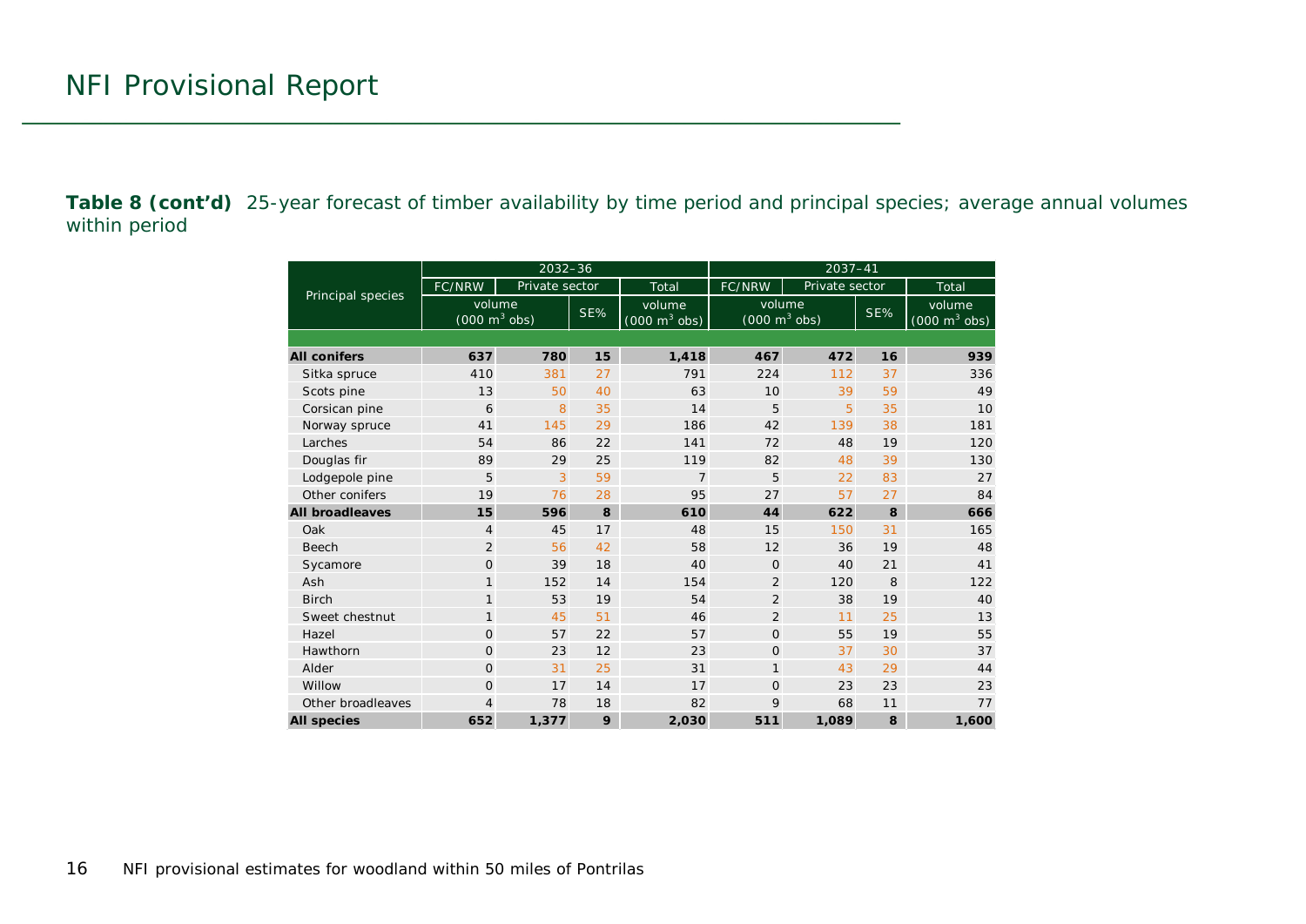**Table 8 (cont'd)** 25-year forecast of timber availability by time period and principal species; average annual volumes within period

| Principal species | 2032–36 | | | | 2037–41 | | | |
|---|---|---|---|---|---|---|---|---|
| | FC/NRW | Private sector | | Total | FC/NRW | Private sector | | Total |
| | volume (000 $m^3$ obs) | | SE% | volume (000 $m^3$ obs) | volume (000 $m^3$ obs) | | SE% | volume (000 $m^3$ obs) |
| **All conifers** | **637** | **780** | **15** | **1,418** | **467** | **472** | **16** | **939** |
| Sitka spruce | 410 | 381 | 27 | 791 | 224 | 112 | 37 | 336 |
| Scots pine | 13 | 50 | 40 | 63 | 10 | 39 | 59 | 49 |
| Corsican pine | 6 | 8 | 35 | 14 | 5 | 5 | 35 | 10 |
| Norway spruce | 41 | 145 | 29 | 186 | 42 | 139 | 38 | 181 |
| Larches | 54 | 86 | 22 | 141 | 72 | 48 | 19 | 120 |
| Douglas fir | 89 | 29 | 25 | 119 | 82 | 48 | 39 | 130 |
| Lodgepole pine | 5 | 3 | 59 | 7 | 5 | 22 | 83 | 27 |
| Other conifers | 19 | 76 | 28 | 95 | 27 | 57 | 27 | 84 |
| **All broadleaves** | **15** | **596** | **8** | **610** | **44** | **622** | **8** | **666** |
| Oak | 4 | 45 | 17 | 48 | 15 | 150 | 31 | 165 |
| Beech | 2 | 56 | 42 | 58 | 12 | 36 | 19 | 48 |
| Sycamore | 0 | 39 | 18 | 40 | 0 | 40 | 21 | 41 |
| Ash | 1 | 152 | 14 | 154 | 2 | 120 | 8 | 122 |
| Birch | 1 | 53 | 19 | 54 | 2 | 38 | 19 | 40 |
| Sweet chestnut | 1 | 45 | 51 | 46 | 2 | 11 | 25 | 13 |
| Hazel | 0 | 57 | 22 | 57 | 0 | 55 | 19 | 55 |
| Hawthorn | 0 | 23 | 12 | 23 | 0 | 37 | 30 | 37 |
| Alder | 0 | 31 | 25 | 31 | 1 | 43 | 29 | 44 |
| Willow | 0 | 17 | 14 | 17 | 0 | 23 | 23 | 23 |
| Other broadleaves | 4 | 78 | 18 | 82 | 9 | 68 | 11 | 77 |
| **All species** | **652** | **1,377** | **9** | **2,030** | **511** | **1,089** | **8** | **1,600** |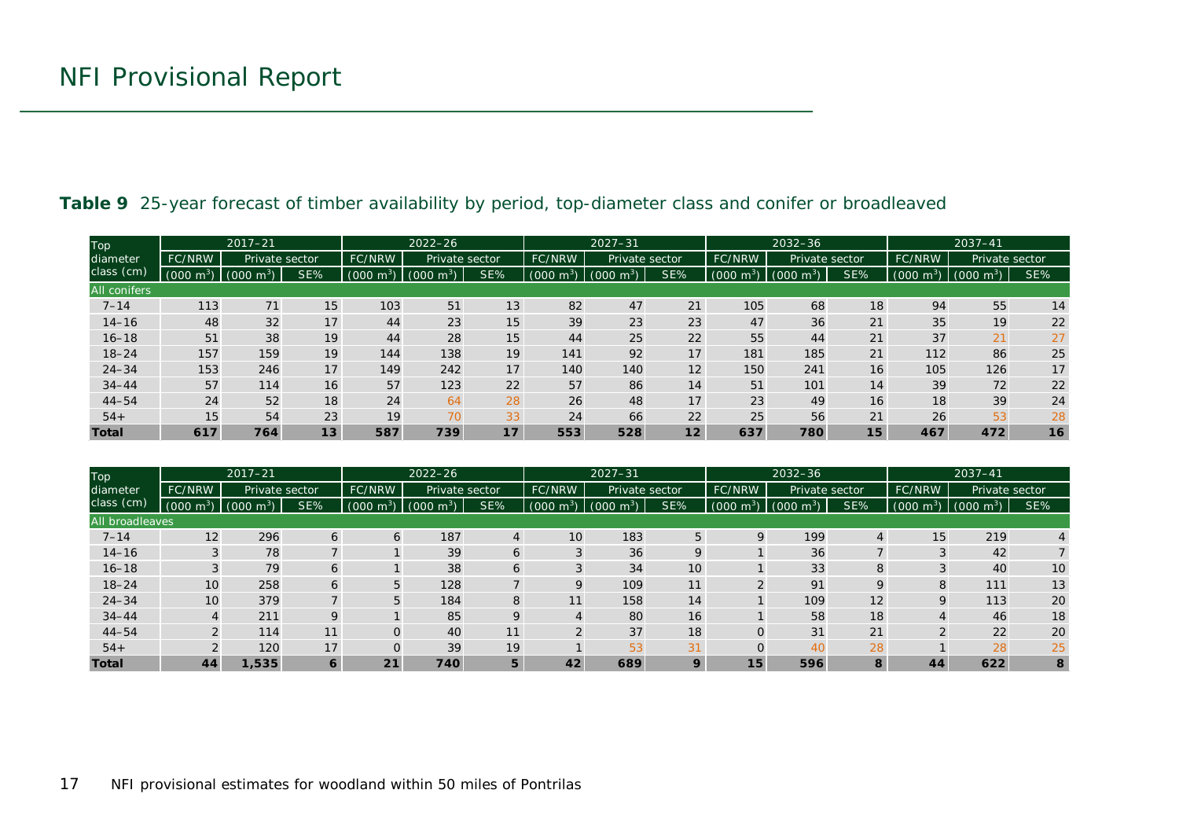**Table 9** 25-year forecast of timber availability by period, top-diameter class and conifer or broadleaved

| Top diameter class (cm) | 2017–21 | | | 2022–26 | | | 2027–31 | | | 2032–36 | | | 2037–41 | | |
|---|---|---|---|---|---|---|---|---|---|---|---|---|---|---|---|
| | FC/NRW | Private sector | | FC/NRW | Private sector | | FC/NRW | Private sector | | FC/NRW | Private sector | | FC/NRW | Private sector | |
| | (000 $m^3$) | (000 $m^3$) | SE% | (000 $m^3$) | (000 $m^3$) | SE% | (000 $m^3$) | (000 $m^3$) | SE% | (000 $m^3$) | (000 $m^3$) | SE% | (000 $m^3$) | (000 $m^3$) | SE% |
| All conifers | | | | | | | | | | | | | | | |
| 7–14 | 113 | 71 | 15 | 103 | 51 | 13 | 82 | 47 | 21 | 105 | 68 | 18 | 94 | 55 | 14 |
| 14–16 | 48 | 32 | 17 | 44 | 23 | 15 | 39 | 23 | 23 | 47 | 36 | 21 | 35 | 19 | 22 |
| 16–18 | 51 | 38 | 19 | 44 | 28 | 15 | 44 | 25 | 22 | 55 | 44 | 21 | 37 | 21 | 27 |
| 18–24 | 157 | 159 | 19 | 144 | 138 | 19 | 141 | 92 | 17 | 181 | 185 | 21 | 112 | 86 | 25 |
| 24–34 | 153 | 246 | 17 | 149 | 242 | 17 | 140 | 140 | 12 | 150 | 241 | 16 | 105 | 126 | 17 |
| 34–44 | 57 | 114 | 16 | 57 | 123 | 22 | 57 | 86 | 14 | 51 | 101 | 14 | 39 | 72 | 22 |
| 44–54 | 24 | 52 | 18 | 24 | 64 | 28 | 26 | 48 | 17 | 23 | 49 | 16 | 18 | 39 | 24 |
| 54+ | 15 | 54 | 23 | 19 | 70 | 33 | 24 | 66 | 22 | 25 | 56 | 21 | 26 | 53 | 28 |
| **Total** | **617** | **764** | **13** | **587** | **739** | **17** | **553** | **528** | **12** | **637** | **780** | **15** | **467** | **472** | **16** |

| Top diameter class (cm) | 2017–21 | | | 2022–26 | | | 2027–31 | | | 2032–36 | | | 2037–41 | | |
|---|---|---|---|---|---|---|---|---|---|---|---|---|---|---|---|
| | FC/NRW | Private sector | | FC/NRW | Private sector | | FC/NRW | Private sector | | FC/NRW | Private sector | | FC/NRW | Private sector | |
| | (000 $m^3$) | (000 $m^3$) | SE% | (000 $m^3$) | (000 $m^3$) | SE% | (000 $m^3$) | (000 $m^3$) | SE% | (000 $m^3$) | (000 $m^3$) | SE% | (000 $m^3$) | (000 $m^3$) | SE% |
| All broadleaves | | | | | | | | | | | | | | | |
| 7–14 | 12 | 296 | 6 | 6 | 187 | 4 | 10 | 183 | 5 | 9 | 199 | 4 | 15 | 219 | 4 |
| 14–16 | 3 | 78 | 7 | 1 | 39 | 6 | 3 | 36 | 9 | 1 | 36 | 7 | 3 | 42 | 7 |
| 16–18 | 3 | 79 | 6 | 1 | 38 | 6 | 3 | 34 | 10 | 1 | 33 | 8 | 3 | 40 | 10 |
| 18–24 | 10 | 258 | 6 | 5 | 128 | 7 | 9 | 109 | 11 | 2 | 91 | 9 | 8 | 111 | 13 |
| 24–34 | 10 | 379 | 7 | 5 | 184 | 8 | 11 | 158 | 14 | 1 | 109 | 12 | 9 | 113 | 20 |
| 34–44 | 4 | 211 | 9 | 1 | 85 | 9 | 4 | 80 | 16 | 1 | 58 | 18 | 4 | 46 | 18 |
| 44–54 | 2 | 114 | 11 | 0 | 40 | 11 | 2 | 37 | 18 | 0 | 31 | 21 | 2 | 22 | 20 |
| 54+ | 2 | 120 | 17 | 0 | 39 | 19 | 1 | 53 | 31 | 0 | 40 | 28 | 1 | 28 | 25 |
| **Total** | **44** | **1,535** | **6** | **21** | **740** | **5** | **42** | **689** | **9** | **15** | **596** | **8** | **44** | **622** | **8** |

NFI provisional estimates for woodland within 50 miles of Pontrilas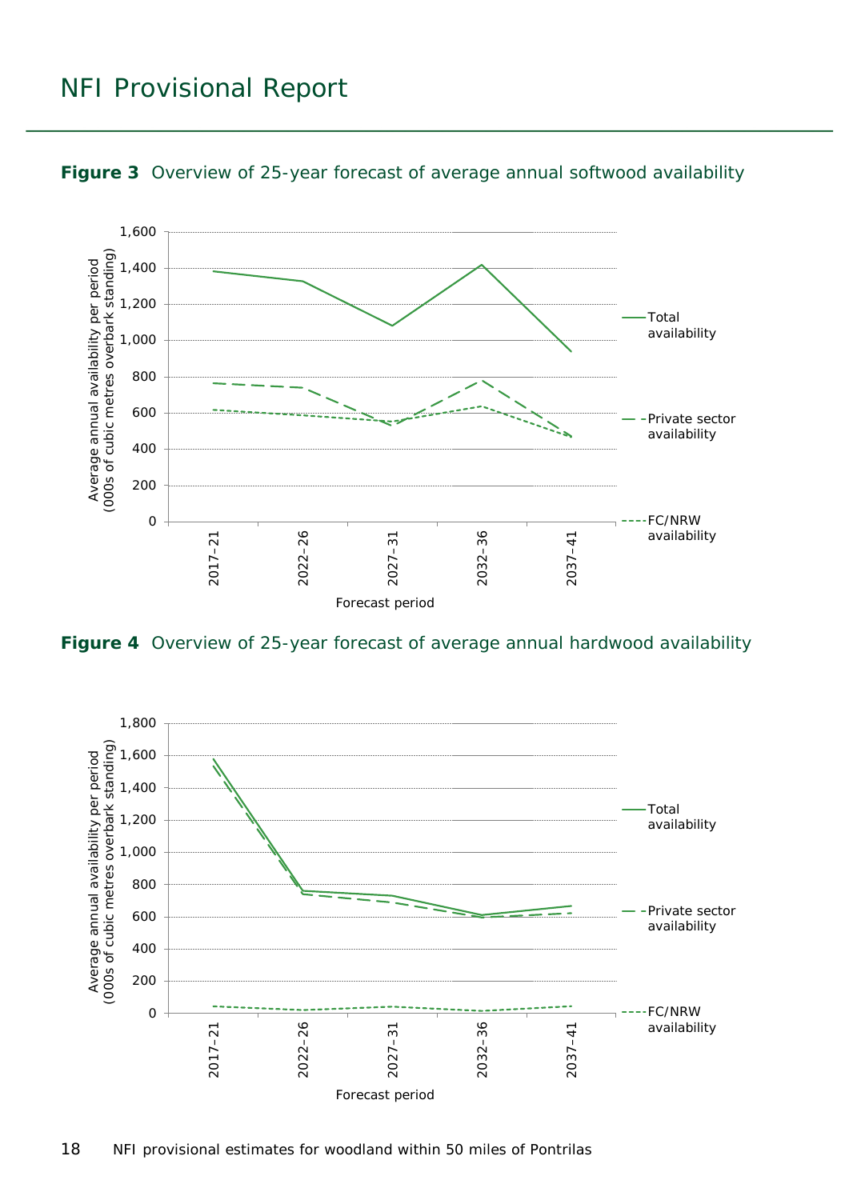**Figure 3** Overview of 25-year forecast of average annual softwood availability

**Figure 4** Overview of 25-year forecast of average annual hardwood availability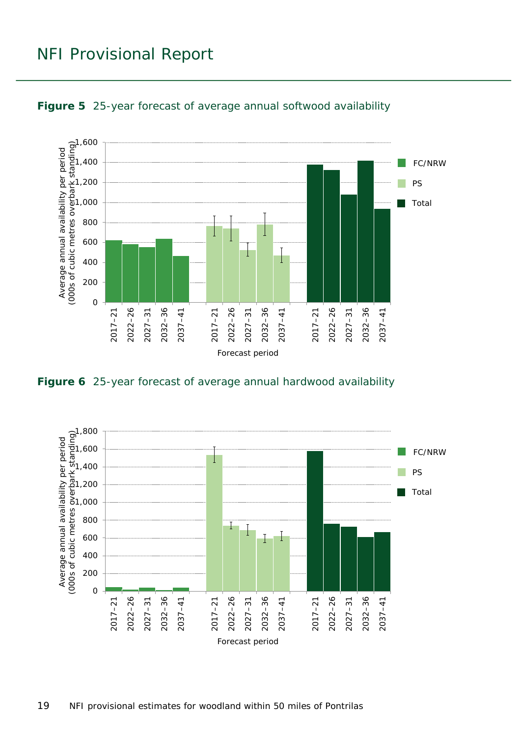**Figure 5** 25-year forecast of average annual softwood availability

**Figure 6** 25-year forecast of average annual hardwood availability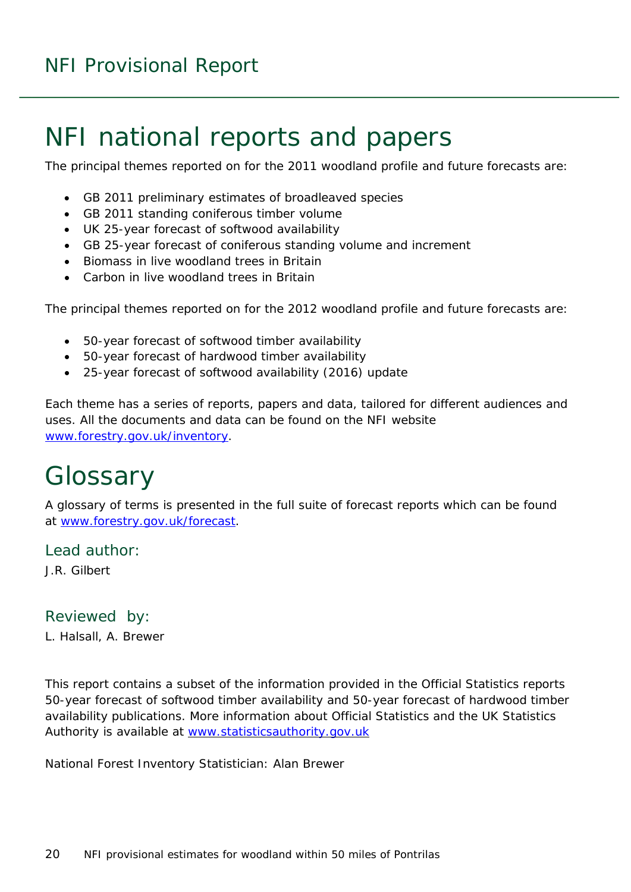# NFI national reports and papers

The principal themes reported on for the 2011 woodland profile and future forecasts are:

- GB 2011 preliminary estimates of broadleaved species
- GB 2011 standing coniferous timber volume
- UK 25-year forecast of softwood availability
- GB 25-year forecast of coniferous standing volume and increment
- Biomass in live woodland trees in Britain
- Carbon in live woodland trees in Britain

The principal themes reported on for the 2012 woodland profile and future forecasts are:

- 50-year forecast of softwood timber availability
- 50-year forecast of hardwood timber availability
- 25-year forecast of softwood availability (2016) update

Each theme has a series of reports, papers and data, tailored for different audiences and uses. All the documents and data can be found on the NFI website www.forestry.gov.uk/inventory.

# Glossary

A glossary of terms is presented in the full suite of forecast reports which can be found at www.forestry.gov.uk/forecast.

## Lead author:

J.R. Gilbert

## Reviewed by:

L. Halsall, A. Brewer

This report contains a subset of the information provided in the Official Statistics reports 50-year forecast of softwood timber availability and 50-year forecast of hardwood timber availability publications. More information about Official Statistics and the UK Statistics Authority is available at www.statisticsauthority.gov.uk

National Forest Inventory Statistician: Alan Brewer